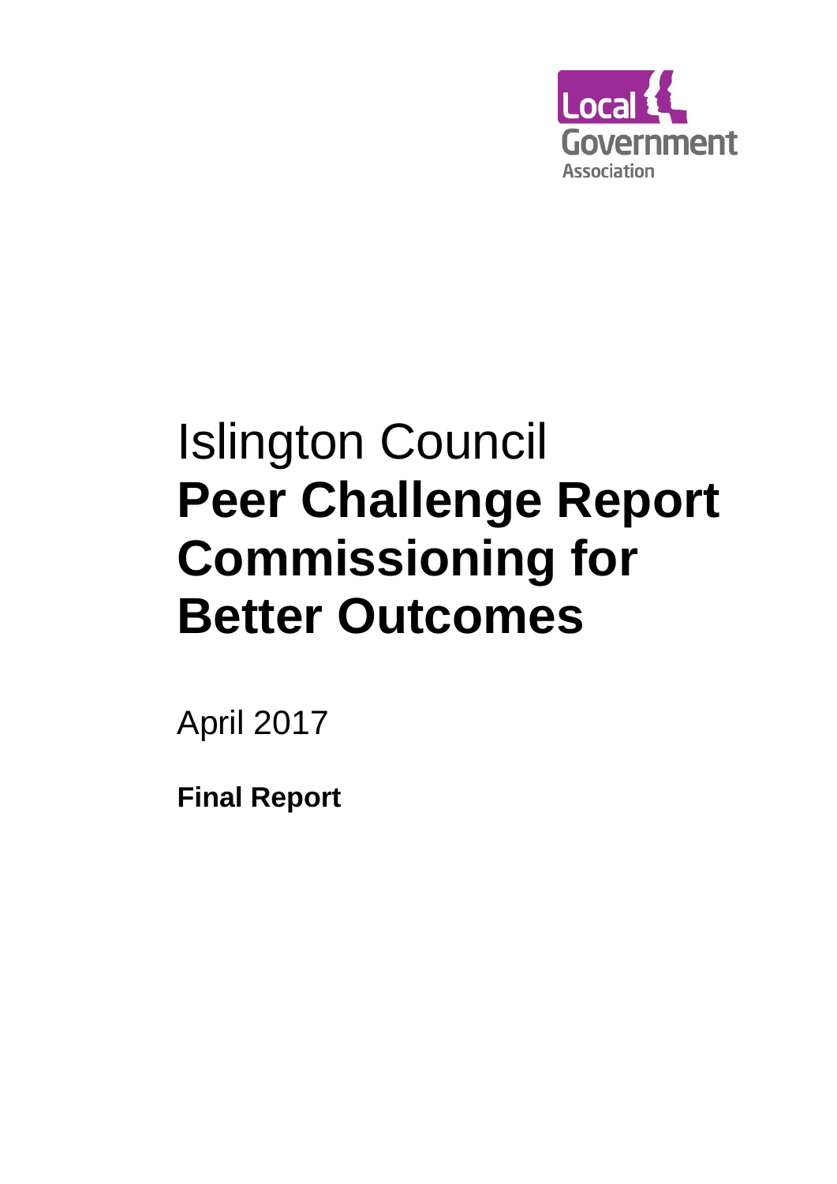Local Government Association

# Islington Council
# **Peer Challenge Report Commissioning for Better Outcomes**

April 2017

**Final Report**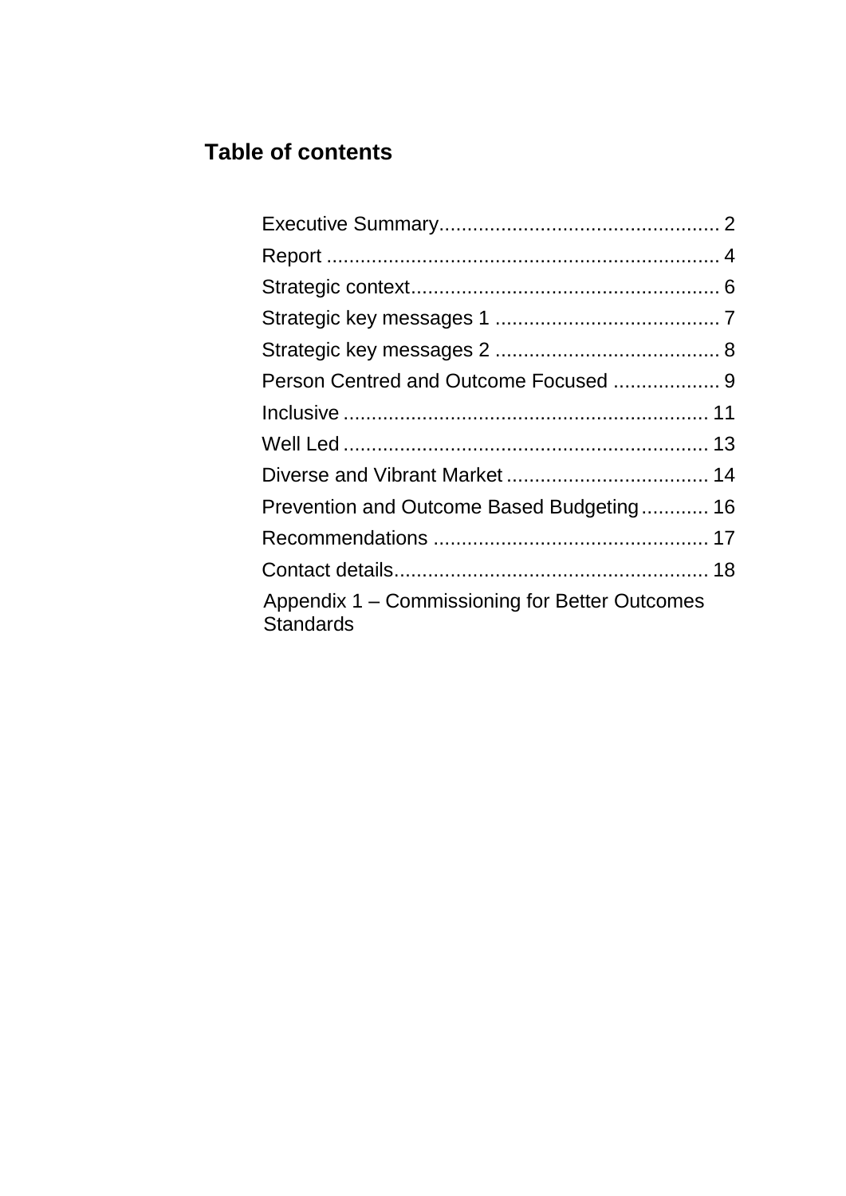## Table of contents

Executive Summary.................................................. 2
Report ...................................................................... 4
Strategic context....................................................... 6
Strategic key messages 1 ........................................ 7
Strategic key messages 2 ........................................ 8
Person Centred and Outcome Focused ................... 9
Inclusive ................................................................. 11
Well Led ................................................................. 13
Diverse and Vibrant Market .................................... 14
Prevention and Outcome Based Budgeting............ 16
Recommendations ................................................. 17
Contact details........................................................ 18
Appendix 1 – Commissioning for Better Outcomes Standards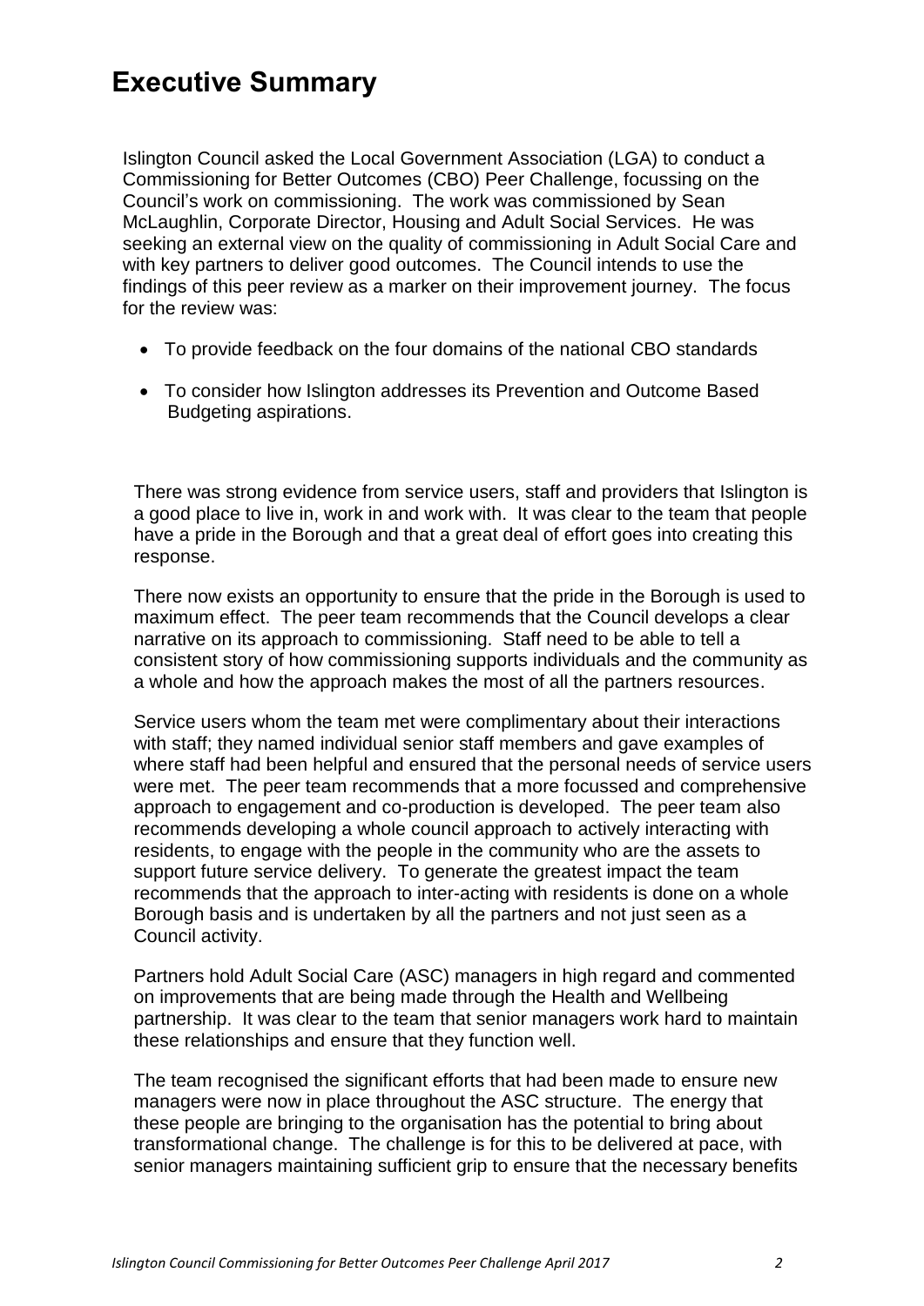# Executive Summary

Islington Council asked the Local Government Association (LGA) to conduct a Commissioning for Better Outcomes (CBO) Peer Challenge, focussing on the Council's work on commissioning. The work was commissioned by Sean McLaughlin, Corporate Director, Housing and Adult Social Services. He was seeking an external view on the quality of commissioning in Adult Social Care and with key partners to deliver good outcomes. The Council intends to use the findings of this peer review as a marker on their improvement journey. The focus for the review was:

- To provide feedback on the four domains of the national CBO standards
- To consider how Islington addresses its Prevention and Outcome Based Budgeting aspirations.

There was strong evidence from service users, staff and providers that Islington is a good place to live in, work in and work with. It was clear to the team that people have a pride in the Borough and that a great deal of effort goes into creating this response.

There now exists an opportunity to ensure that the pride in the Borough is used to maximum effect. The peer team recommends that the Council develops a clear narrative on its approach to commissioning. Staff need to be able to tell a consistent story of how commissioning supports individuals and the community as a whole and how the approach makes the most of all the partners resources.

Service users whom the team met were complimentary about their interactions with staff; they named individual senior staff members and gave examples of where staff had been helpful and ensured that the personal needs of service users were met. The peer team recommends that a more focussed and comprehensive approach to engagement and co-production is developed. The peer team also recommends developing a whole council approach to actively interacting with residents, to engage with the people in the community who are the assets to support future service delivery. To generate the greatest impact the team recommends that the approach to inter-acting with residents is done on a whole Borough basis and is undertaken by all the partners and not just seen as a Council activity.

Partners hold Adult Social Care (ASC) managers in high regard and commented on improvements that are being made through the Health and Wellbeing partnership. It was clear to the team that senior managers work hard to maintain these relationships and ensure that they function well.

The team recognised the significant efforts that had been made to ensure new managers were now in place throughout the ASC structure. The energy that these people are bringing to the organisation has the potential to bring about transformational change. The challenge is for this to be delivered at pace, with senior managers maintaining sufficient grip to ensure that the necessary benefits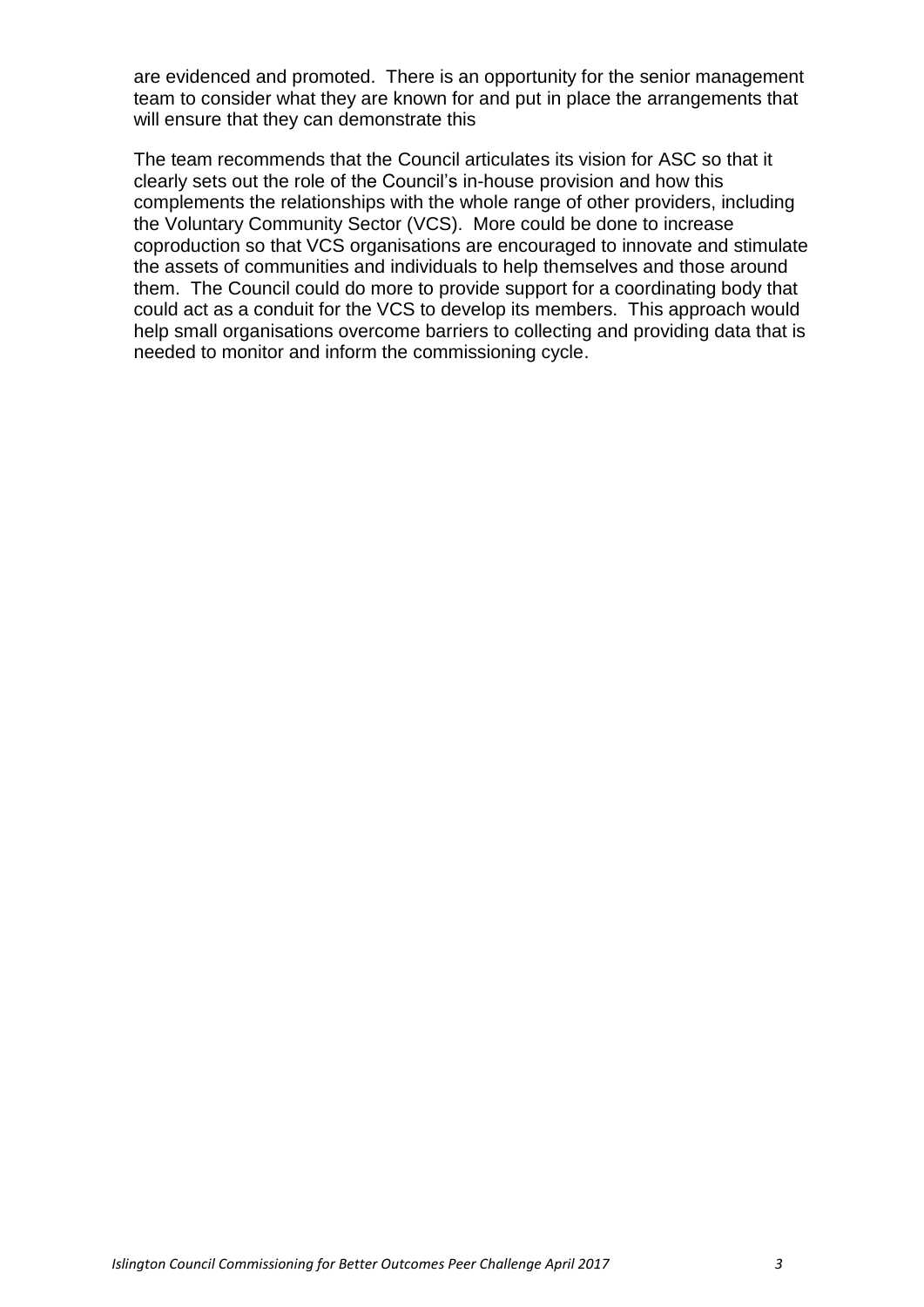are evidenced and promoted. There is an opportunity for the senior management team to consider what they are known for and put in place the arrangements that will ensure that they can demonstrate this

The team recommends that the Council articulates its vision for ASC so that it clearly sets out the role of the Council's in-house provision and how this complements the relationships with the whole range of other providers, including the Voluntary Community Sector (VCS). More could be done to increase coproduction so that VCS organisations are encouraged to innovate and stimulate the assets of communities and individuals to help themselves and those around them. The Council could do more to provide support for a coordinating body that could act as a conduit for the VCS to develop its members. This approach would help small organisations overcome barriers to collecting and providing data that is needed to monitor and inform the commissioning cycle.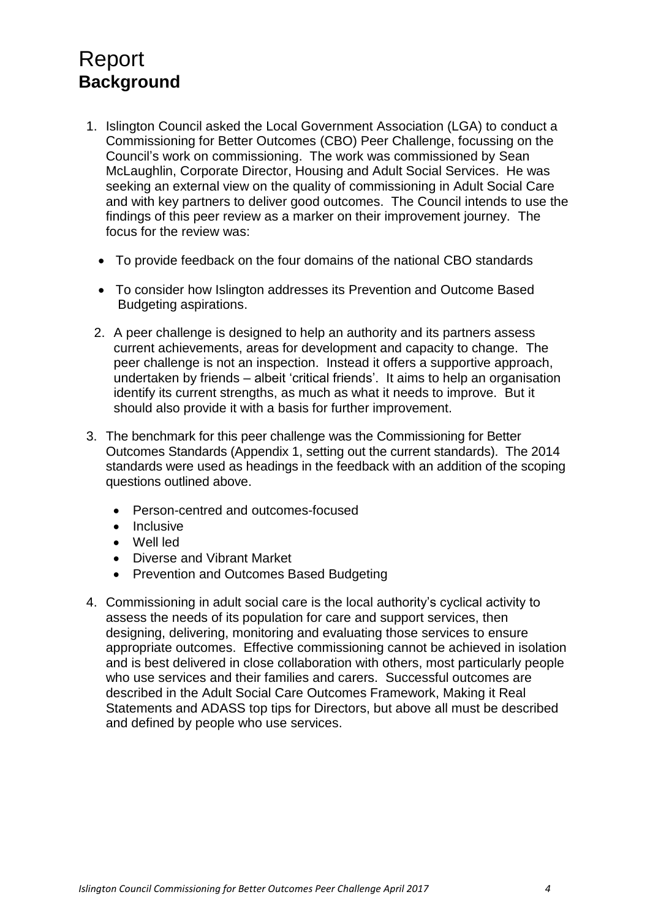# Report

## Background

1. Islington Council asked the Local Government Association (LGA) to conduct a Commissioning for Better Outcomes (CBO) Peer Challenge, focussing on the Council's work on commissioning. The work was commissioned by Sean McLaughlin, Corporate Director, Housing and Adult Social Services. He was seeking an external view on the quality of commissioning in Adult Social Care and with key partners to deliver good outcomes. The Council intends to use the findings of this peer review as a marker on their improvement journey. The focus for the review was:

   - To provide feedback on the four domains of the national CBO standards
   - To consider how Islington addresses its Prevention and Outcome Based Budgeting aspirations.

2. A peer challenge is designed to help an authority and its partners assess current achievements, areas for development and capacity to change. The peer challenge is not an inspection. Instead it offers a supportive approach, undertaken by friends – albeit 'critical friends'. It aims to help an organisation identify its current strengths, as much as what it needs to improve. But it should also provide it with a basis for further improvement.

3. The benchmark for this peer challenge was the Commissioning for Better Outcomes Standards (Appendix 1, setting out the current standards). The 2014 standards were used as headings in the feedback with an addition of the scoping questions outlined above.

   - Person-centred and outcomes-focused
   - Inclusive
   - Well led
   - Diverse and Vibrant Market
   - Prevention and Outcomes Based Budgeting

4. Commissioning in adult social care is the local authority's cyclical activity to assess the needs of its population for care and support services, then designing, delivering, monitoring and evaluating those services to ensure appropriate outcomes. Effective commissioning cannot be achieved in isolation and is best delivered in close collaboration with others, most particularly people who use services and their families and carers. Successful outcomes are described in the Adult Social Care Outcomes Framework, Making it Real Statements and ADASS top tips for Directors, but above all must be described and defined by people who use services.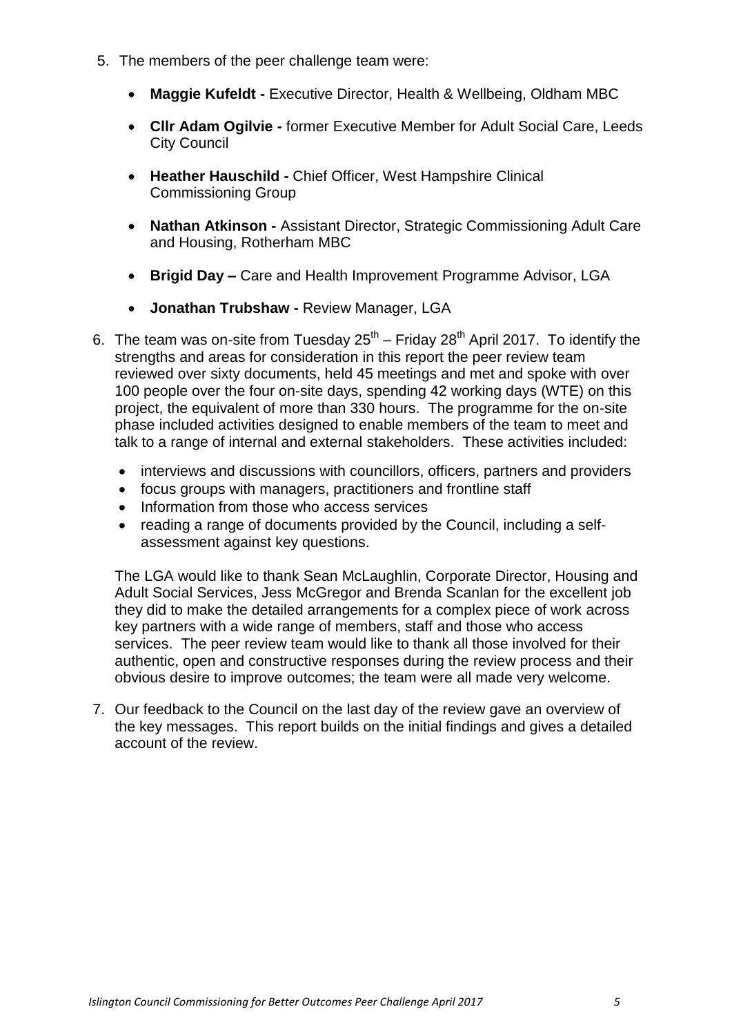5. The members of the peer challenge team were:

    - **Maggie Kufeldt -** Executive Director, Health & Wellbeing, Oldham MBC
    - **Cllr Adam Ogilvie -** former Executive Member for Adult Social Care, Leeds City Council
    - **Heather Hauschild -** Chief Officer, West Hampshire Clinical Commissioning Group
    - **Nathan Atkinson -** Assistant Director, Strategic Commissioning Adult Care and Housing, Rotherham MBC
    - **Brigid Day –** Care and Health Improvement Programme Advisor, LGA
    - **Jonathan Trubshaw -** Review Manager, LGA

6. The team was on-site from Tuesday 25th – Friday 28th April 2017. To identify the strengths and areas for consideration in this report the peer review team reviewed over sixty documents, held 45 meetings and met and spoke with over 100 people over the four on-site days, spending 42 working days (WTE) on this project, the equivalent of more than 330 hours. The programme for the on-site phase included activities designed to enable members of the team to meet and talk to a range of internal and external stakeholders. These activities included:

    - interviews and discussions with councillors, officers, partners and providers
    - focus groups with managers, practitioners and frontline staff
    - Information from those who access services
    - reading a range of documents provided by the Council, including a self-assessment against key questions.

    The LGA would like to thank Sean McLaughlin, Corporate Director, Housing and Adult Social Services, Jess McGregor and Brenda Scanlan for the excellent job they did to make the detailed arrangements for a complex piece of work across key partners with a wide range of members, staff and those who access services. The peer review team would like to thank all those involved for their authentic, open and constructive responses during the review process and their obvious desire to improve outcomes; the team were all made very welcome.

7. Our feedback to the Council on the last day of the review gave an overview of the key messages. This report builds on the initial findings and gives a detailed account of the review.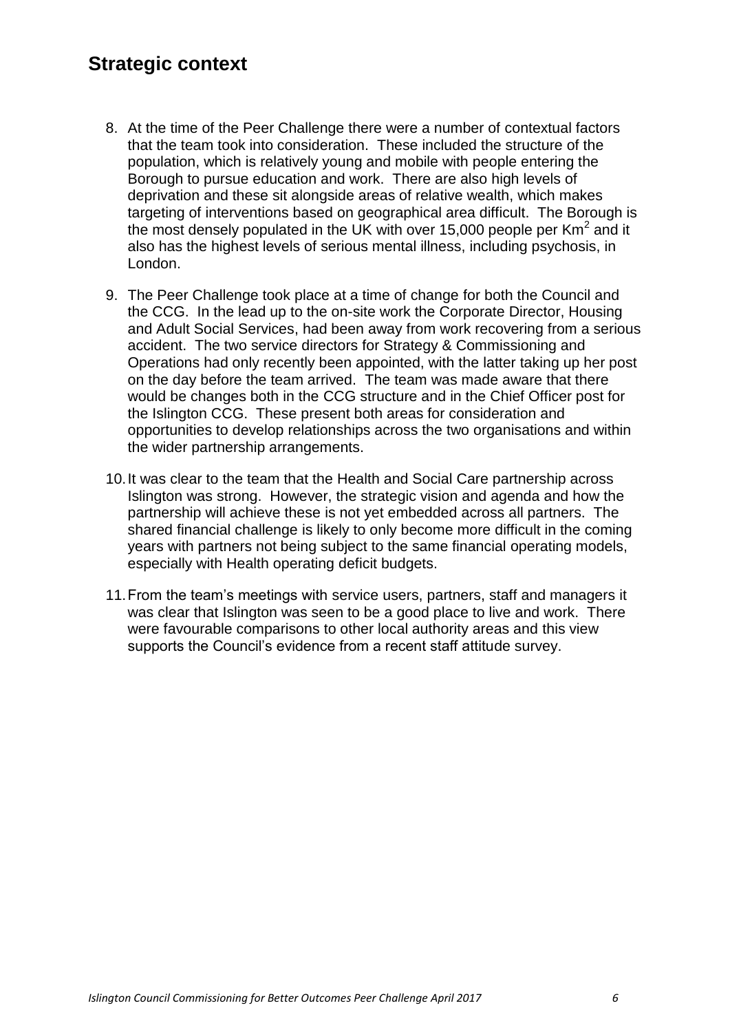## Strategic context

8. At the time of the Peer Challenge there were a number of contextual factors that the team took into consideration. These included the structure of the population, which is relatively young and mobile with people entering the Borough to pursue education and work. There are also high levels of deprivation and these sit alongside areas of relative wealth, which makes targeting of interventions based on geographical area difficult. The Borough is the most densely populated in the UK with over 15,000 people per $Km^2$ and it also has the highest levels of serious mental illness, including psychosis, in London.

9. The Peer Challenge took place at a time of change for both the Council and the CCG. In the lead up to the on-site work the Corporate Director, Housing and Adult Social Services, had been away from work recovering from a serious accident. The two service directors for Strategy & Commissioning and Operations had only recently been appointed, with the latter taking up her post on the day before the team arrived. The team was made aware that there would be changes both in the CCG structure and in the Chief Officer post for the Islington CCG. These present both areas for consideration and opportunities to develop relationships across the two organisations and within the wider partnership arrangements.

10. It was clear to the team that the Health and Social Care partnership across Islington was strong. However, the strategic vision and agenda and how the partnership will achieve these is not yet embedded across all partners. The shared financial challenge is likely to only become more difficult in the coming years with partners not being subject to the same financial operating models, especially with Health operating deficit budgets.

11. From the team's meetings with service users, partners, staff and managers it was clear that Islington was seen to be a good place to live and work. There were favourable comparisons to other local authority areas and this view supports the Council's evidence from a recent staff attitude survey.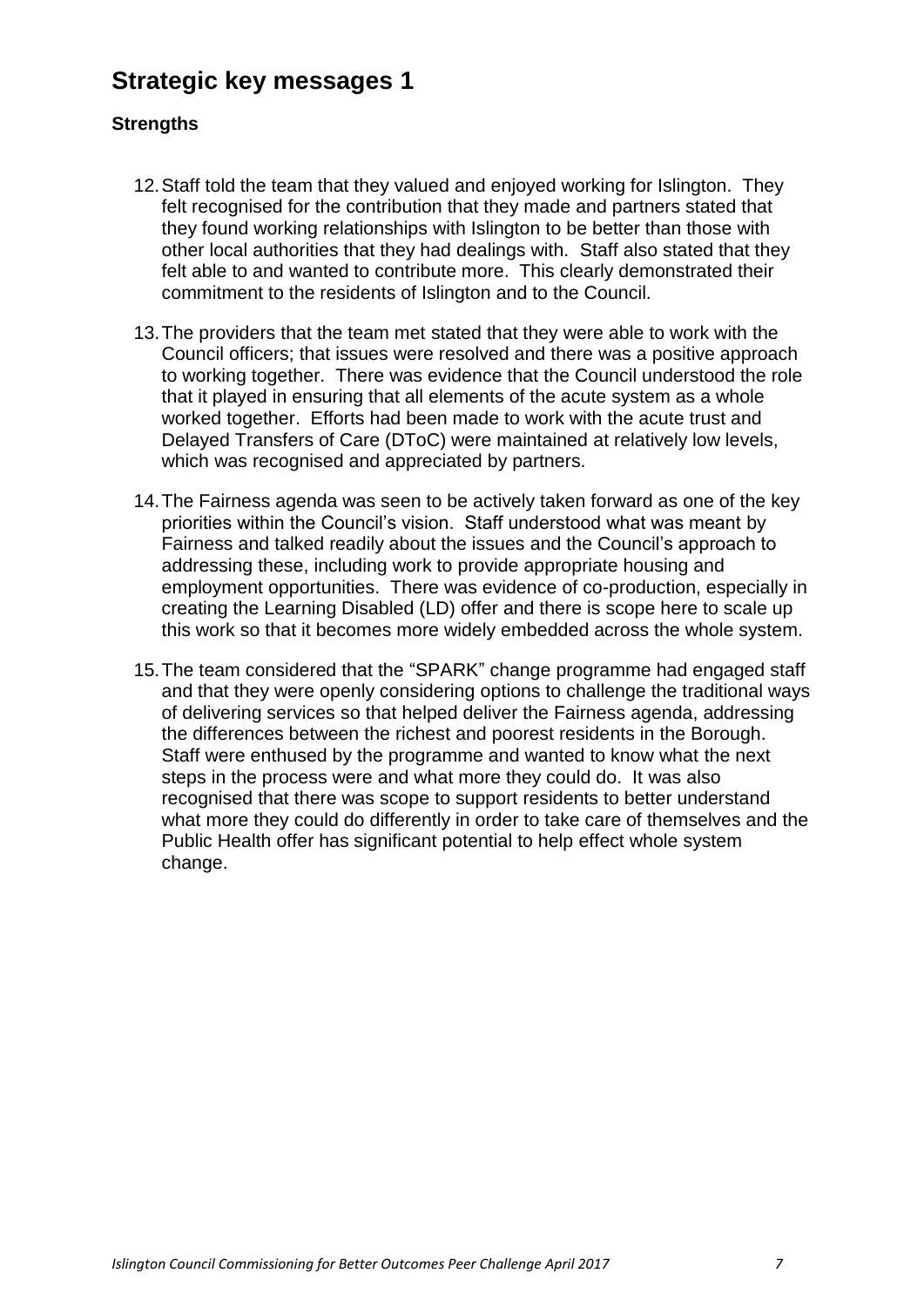## Strategic key messages 1

### Strengths

12. Staff told the team that they valued and enjoyed working for Islington. They felt recognised for the contribution that they made and partners stated that they found working relationships with Islington to be better than those with other local authorities that they had dealings with. Staff also stated that they felt able to and wanted to contribute more. This clearly demonstrated their commitment to the residents of Islington and to the Council.

13. The providers that the team met stated that they were able to work with the Council officers; that issues were resolved and there was a positive approach to working together. There was evidence that the Council understood the role that it played in ensuring that all elements of the acute system as a whole worked together. Efforts had been made to work with the acute trust and Delayed Transfers of Care (DToC) were maintained at relatively low levels, which was recognised and appreciated by partners.

14. The Fairness agenda was seen to be actively taken forward as one of the key priorities within the Council's vision. Staff understood what was meant by Fairness and talked readily about the issues and the Council's approach to addressing these, including work to provide appropriate housing and employment opportunities. There was evidence of co-production, especially in creating the Learning Disabled (LD) offer and there is scope here to scale up this work so that it becomes more widely embedded across the whole system.

15. The team considered that the "SPARK" change programme had engaged staff and that they were openly considering options to challenge the traditional ways of delivering services so that helped deliver the Fairness agenda, addressing the differences between the richest and poorest residents in the Borough. Staff were enthused by the programme and wanted to know what the next steps in the process were and what more they could do. It was also recognised that there was scope to support residents to better understand what more they could do differently in order to take care of themselves and the Public Health offer has significant potential to help effect whole system change.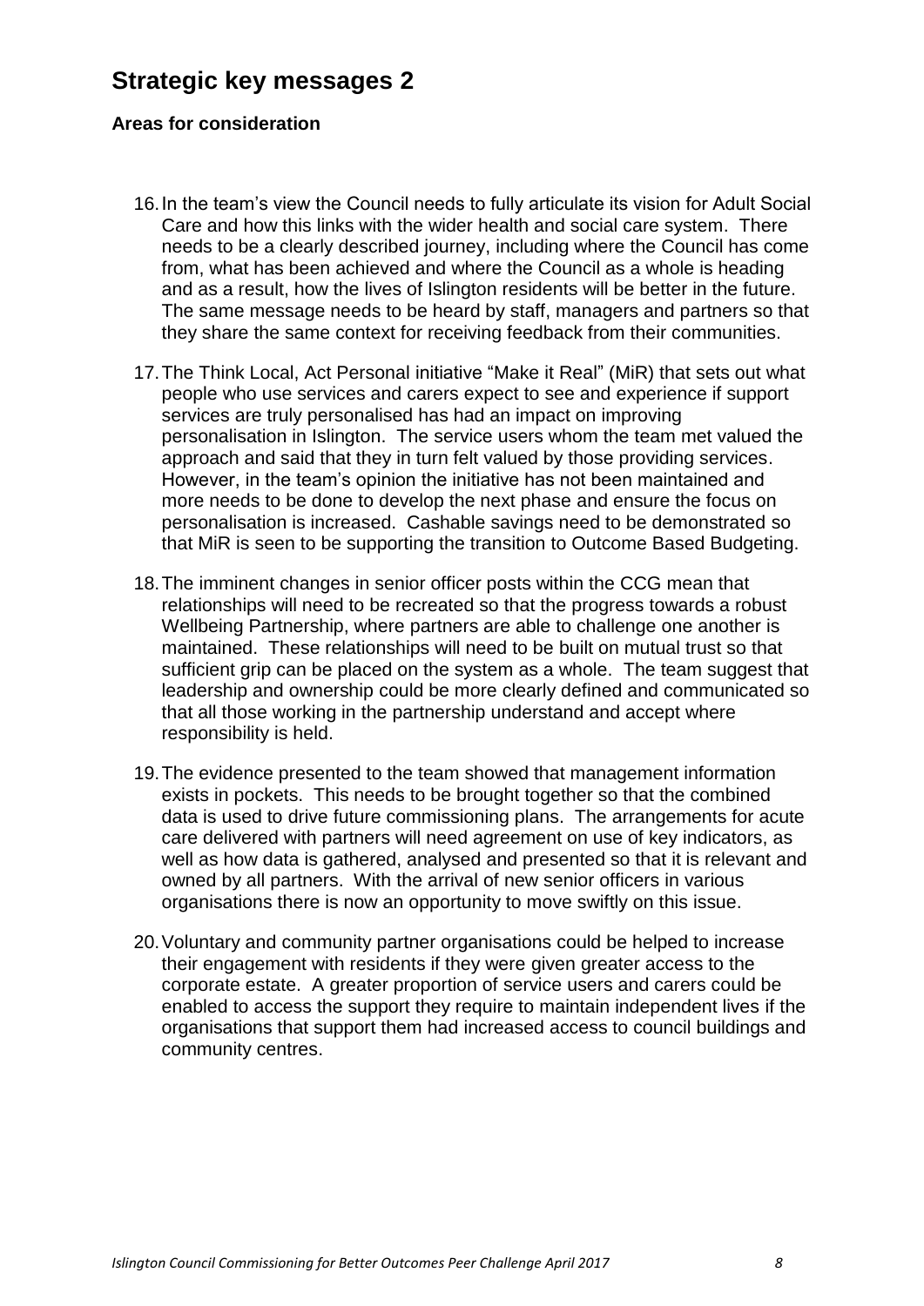## Strategic key messages 2

**Areas for consideration**

16. In the team's view the Council needs to fully articulate its vision for Adult Social Care and how this links with the wider health and social care system. There needs to be a clearly described journey, including where the Council has come from, what has been achieved and where the Council as a whole is heading and as a result, how the lives of Islington residents will be better in the future. The same message needs to be heard by staff, managers and partners so that they share the same context for receiving feedback from their communities.

17. The Think Local, Act Personal initiative "Make it Real" (MiR) that sets out what people who use services and carers expect to see and experience if support services are truly personalised has had an impact on improving personalisation in Islington. The service users whom the team met valued the approach and said that they in turn felt valued by those providing services. However, in the team's opinion the initiative has not been maintained and more needs to be done to develop the next phase and ensure the focus on personalisation is increased. Cashable savings need to be demonstrated so that MiR is seen to be supporting the transition to Outcome Based Budgeting.

18. The imminent changes in senior officer posts within the CCG mean that relationships will need to be recreated so that the progress towards a robust Wellbeing Partnership, where partners are able to challenge one another is maintained. These relationships will need to be built on mutual trust so that sufficient grip can be placed on the system as a whole. The team suggest that leadership and ownership could be more clearly defined and communicated so that all those working in the partnership understand and accept where responsibility is held.

19. The evidence presented to the team showed that management information exists in pockets. This needs to be brought together so that the combined data is used to drive future commissioning plans. The arrangements for acute care delivered with partners will need agreement on use of key indicators, as well as how data is gathered, analysed and presented so that it is relevant and owned by all partners. With the arrival of new senior officers in various organisations there is now an opportunity to move swiftly on this issue.

20. Voluntary and community partner organisations could be helped to increase their engagement with residents if they were given greater access to the corporate estate. A greater proportion of service users and carers could be enabled to access the support they require to maintain independent lives if the organisations that support them had increased access to council buildings and community centres.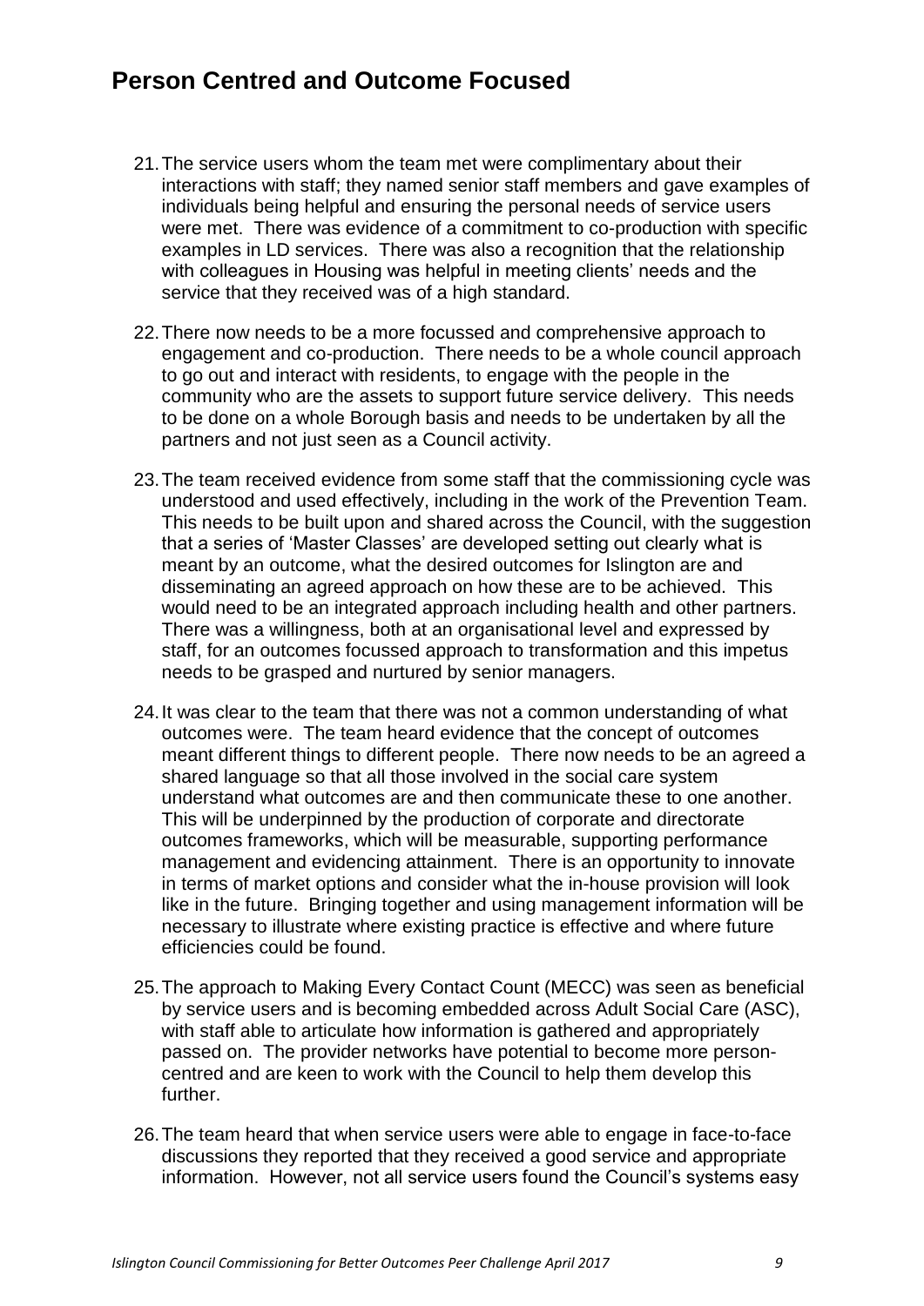## Person Centred and Outcome Focused

21. The service users whom the team met were complimentary about their interactions with staff; they named senior staff members and gave examples of individuals being helpful and ensuring the personal needs of service users were met. There was evidence of a commitment to co-production with specific examples in LD services. There was also a recognition that the relationship with colleagues in Housing was helpful in meeting clients' needs and the service that they received was of a high standard.

22. There now needs to be a more focussed and comprehensive approach to engagement and co-production. There needs to be a whole council approach to go out and interact with residents, to engage with the people in the community who are the assets to support future service delivery. This needs to be done on a whole Borough basis and needs to be undertaken by all the partners and not just seen as a Council activity.

23. The team received evidence from some staff that the commissioning cycle was understood and used effectively, including in the work of the Prevention Team. This needs to be built upon and shared across the Council, with the suggestion that a series of 'Master Classes' are developed setting out clearly what is meant by an outcome, what the desired outcomes for Islington are and disseminating an agreed approach on how these are to be achieved. This would need to be an integrated approach including health and other partners. There was a willingness, both at an organisational level and expressed by staff, for an outcomes focussed approach to transformation and this impetus needs to be grasped and nurtured by senior managers.

24. It was clear to the team that there was not a common understanding of what outcomes were. The team heard evidence that the concept of outcomes meant different things to different people. There now needs to be an agreed a shared language so that all those involved in the social care system understand what outcomes are and then communicate these to one another. This will be underpinned by the production of corporate and directorate outcomes frameworks, which will be measurable, supporting performance management and evidencing attainment. There is an opportunity to innovate in terms of market options and consider what the in-house provision will look like in the future. Bringing together and using management information will be necessary to illustrate where existing practice is effective and where future efficiencies could be found.

25. The approach to Making Every Contact Count (MECC) was seen as beneficial by service users and is becoming embedded across Adult Social Care (ASC), with staff able to articulate how information is gathered and appropriately passed on. The provider networks have potential to become more person-centred and are keen to work with the Council to help them develop this further.

26. The team heard that when service users were able to engage in face-to-face discussions they reported that they received a good service and appropriate information. However, not all service users found the Council's systems easy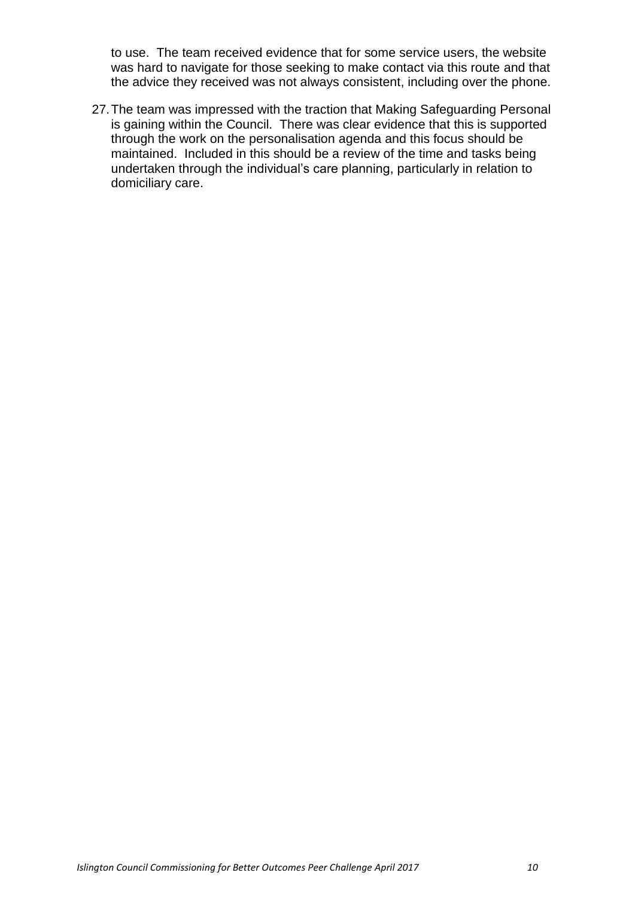to use. The team received evidence that for some service users, the website was hard to navigate for those seeking to make contact via this route and that the advice they received was not always consistent, including over the phone.

27. The team was impressed with the traction that Making Safeguarding Personal is gaining within the Council. There was clear evidence that this is supported through the work on the personalisation agenda and this focus should be maintained. Included in this should be a review of the time and tasks being undertaken through the individual's care planning, particularly in relation to domiciliary care.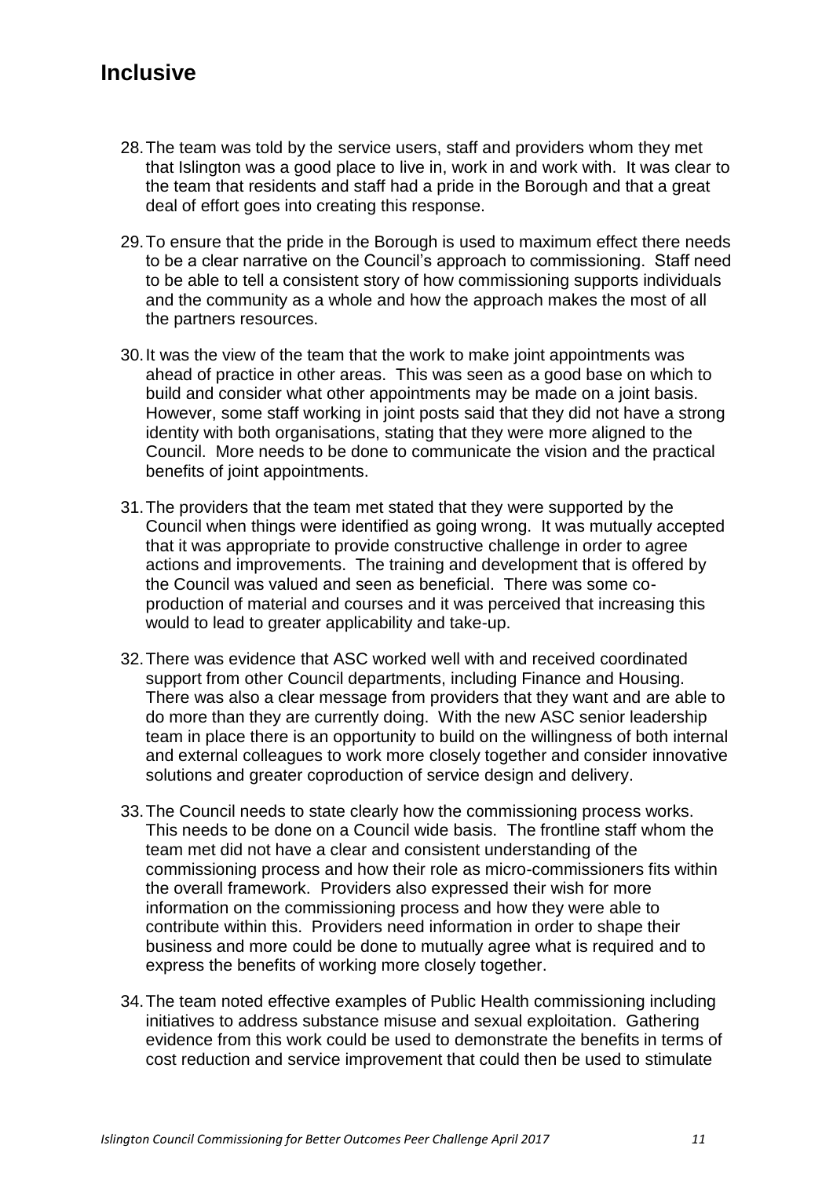## Inclusive

28. The team was told by the service users, staff and providers whom they met that Islington was a good place to live in, work in and work with. It was clear to the team that residents and staff had a pride in the Borough and that a great deal of effort goes into creating this response.

29. To ensure that the pride in the Borough is used to maximum effect there needs to be a clear narrative on the Council's approach to commissioning. Staff need to be able to tell a consistent story of how commissioning supports individuals and the community as a whole and how the approach makes the most of all the partners resources.

30. It was the view of the team that the work to make joint appointments was ahead of practice in other areas. This was seen as a good base on which to build and consider what other appointments may be made on a joint basis. However, some staff working in joint posts said that they did not have a strong identity with both organisations, stating that they were more aligned to the Council. More needs to be done to communicate the vision and the practical benefits of joint appointments.

31. The providers that the team met stated that they were supported by the Council when things were identified as going wrong. It was mutually accepted that it was appropriate to provide constructive challenge in order to agree actions and improvements. The training and development that is offered by the Council was valued and seen as beneficial. There was some co-production of material and courses and it was perceived that increasing this would to lead to greater applicability and take-up.

32. There was evidence that ASC worked well with and received coordinated support from other Council departments, including Finance and Housing. There was also a clear message from providers that they want and are able to do more than they are currently doing. With the new ASC senior leadership team in place there is an opportunity to build on the willingness of both internal and external colleagues to work more closely together and consider innovative solutions and greater coproduction of service design and delivery.

33. The Council needs to state clearly how the commissioning process works. This needs to be done on a Council wide basis. The frontline staff whom the team met did not have a clear and consistent understanding of the commissioning process and how their role as micro-commissioners fits within the overall framework. Providers also expressed their wish for more information on the commissioning process and how they were able to contribute within this. Providers need information in order to shape their business and more could be done to mutually agree what is required and to express the benefits of working more closely together.

34. The team noted effective examples of Public Health commissioning including initiatives to address substance misuse and sexual exploitation. Gathering evidence from this work could be used to demonstrate the benefits in terms of cost reduction and service improvement that could then be used to stimulate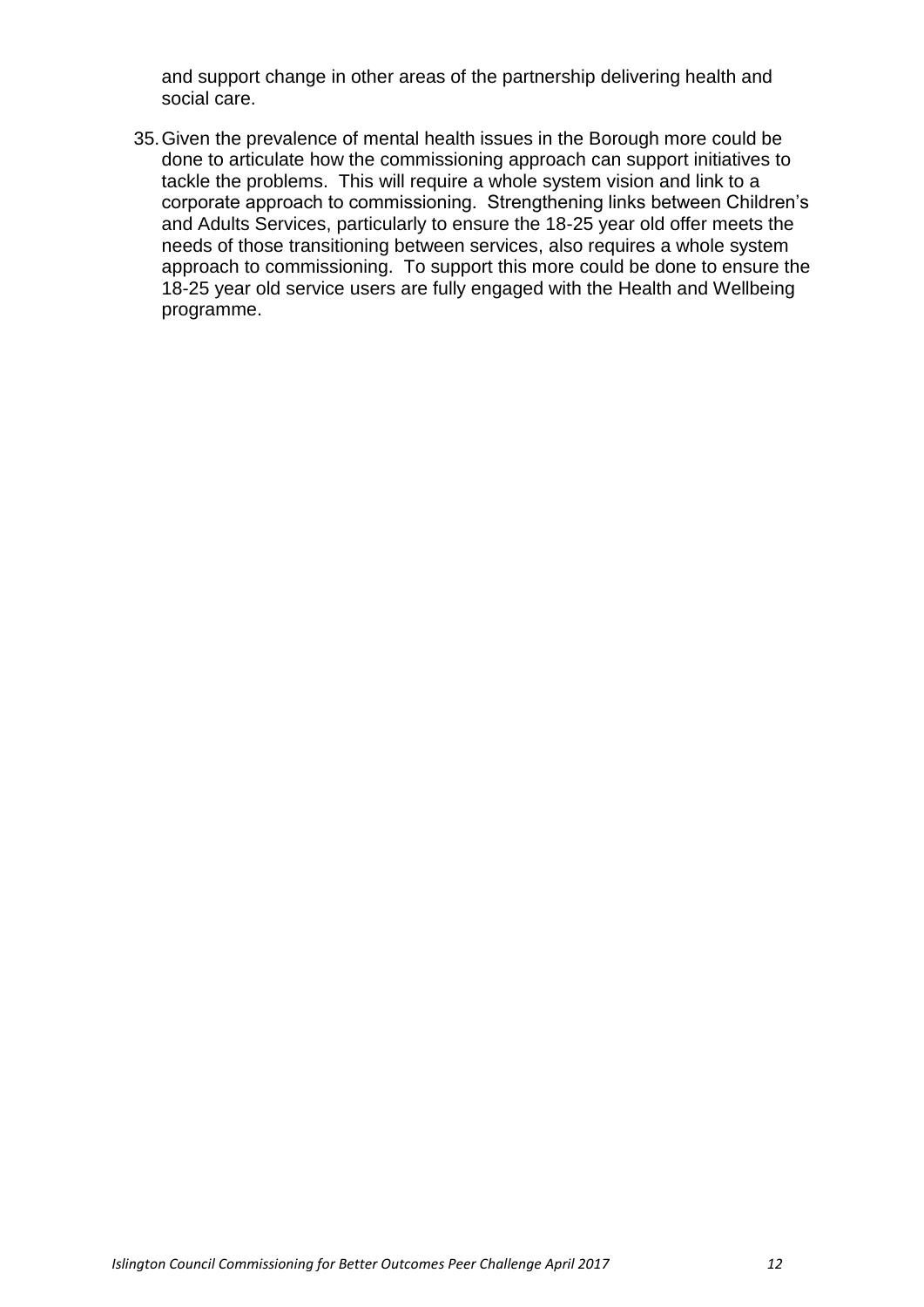and support change in other areas of the partnership delivering health and social care.

35. Given the prevalence of mental health issues in the Borough more could be done to articulate how the commissioning approach can support initiatives to tackle the problems. This will require a whole system vision and link to a corporate approach to commissioning. Strengthening links between Children's and Adults Services, particularly to ensure the 18-25 year old offer meets the needs of those transitioning between services, also requires a whole system approach to commissioning. To support this more could be done to ensure the 18-25 year old service users are fully engaged with the Health and Wellbeing programme.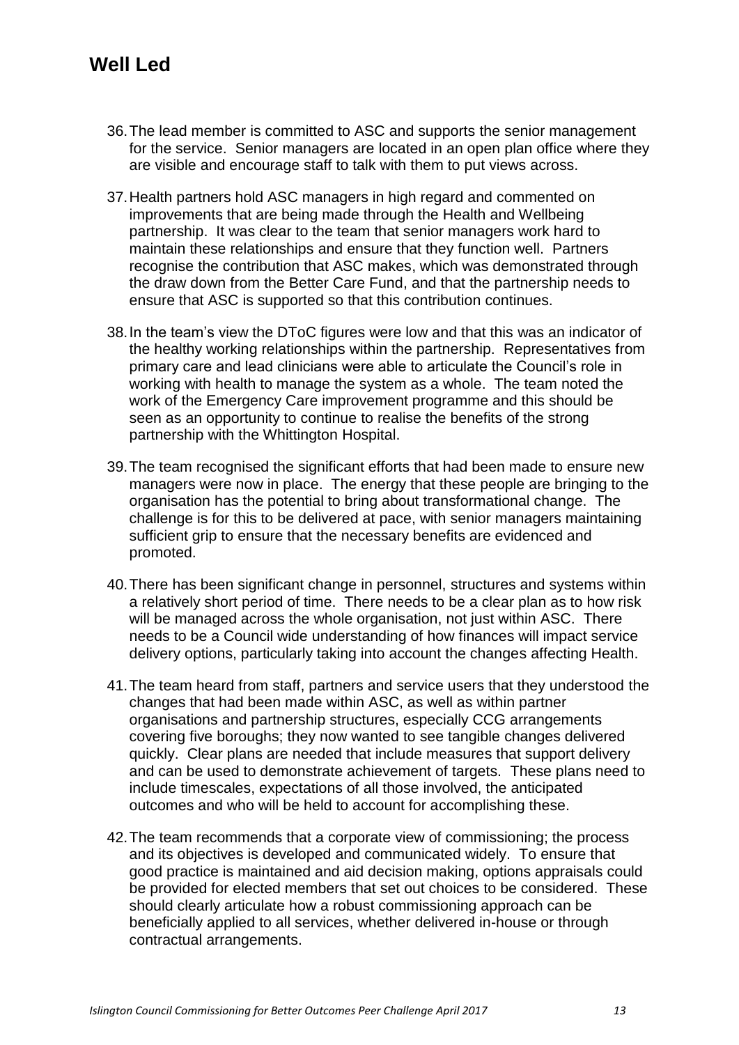# Well Led

36. The lead member is committed to ASC and supports the senior management for the service. Senior managers are located in an open plan office where they are visible and encourage staff to talk with them to put views across.

37. Health partners hold ASC managers in high regard and commented on improvements that are being made through the Health and Wellbeing partnership. It was clear to the team that senior managers work hard to maintain these relationships and ensure that they function well. Partners recognise the contribution that ASC makes, which was demonstrated through the draw down from the Better Care Fund, and that the partnership needs to ensure that ASC is supported so that this contribution continues.

38. In the team's view the DToC figures were low and that this was an indicator of the healthy working relationships within the partnership. Representatives from primary care and lead clinicians were able to articulate the Council's role in working with health to manage the system as a whole. The team noted the work of the Emergency Care improvement programme and this should be seen as an opportunity to continue to realise the benefits of the strong partnership with the Whittington Hospital.

39. The team recognised the significant efforts that had been made to ensure new managers were now in place. The energy that these people are bringing to the organisation has the potential to bring about transformational change. The challenge is for this to be delivered at pace, with senior managers maintaining sufficient grip to ensure that the necessary benefits are evidenced and promoted.

40. There has been significant change in personnel, structures and systems within a relatively short period of time. There needs to be a clear plan as to how risk will be managed across the whole organisation, not just within ASC. There needs to be a Council wide understanding of how finances will impact service delivery options, particularly taking into account the changes affecting Health.

41. The team heard from staff, partners and service users that they understood the changes that had been made within ASC, as well as within partner organisations and partnership structures, especially CCG arrangements covering five boroughs; they now wanted to see tangible changes delivered quickly. Clear plans are needed that include measures that support delivery and can be used to demonstrate achievement of targets. These plans need to include timescales, expectations of all those involved, the anticipated outcomes and who will be held to account for accomplishing these.

42. The team recommends that a corporate view of commissioning; the process and its objectives is developed and communicated widely. To ensure that good practice is maintained and aid decision making, options appraisals could be provided for elected members that set out choices to be considered. These should clearly articulate how a robust commissioning approach can be beneficially applied to all services, whether delivered in-house or through contractual arrangements.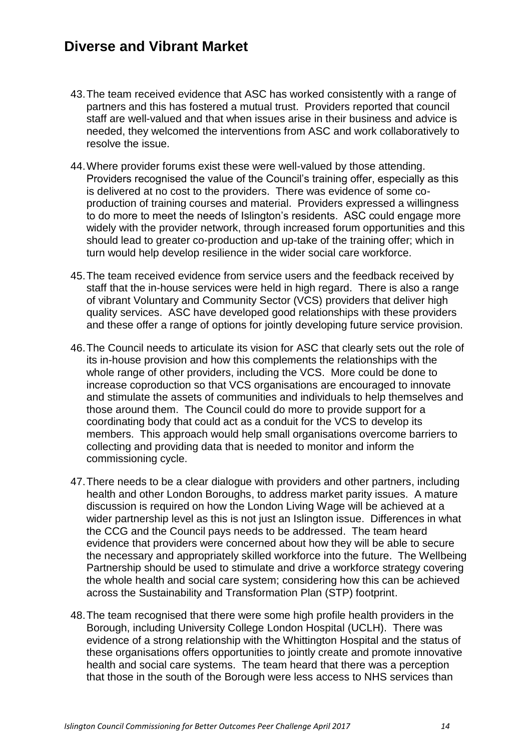## Diverse and Vibrant Market

43. The team received evidence that ASC has worked consistently with a range of partners and this has fostered a mutual trust. Providers reported that council staff are well-valued and that when issues arise in their business and advice is needed, they welcomed the interventions from ASC and work collaboratively to resolve the issue.

44. Where provider forums exist these were well-valued by those attending. Providers recognised the value of the Council's training offer, especially as this is delivered at no cost to the providers. There was evidence of some co-production of training courses and material. Providers expressed a willingness to do more to meet the needs of Islington's residents. ASC could engage more widely with the provider network, through increased forum opportunities and this should lead to greater co-production and up-take of the training offer; which in turn would help develop resilience in the wider social care workforce.

45. The team received evidence from service users and the feedback received by staff that the in-house services were held in high regard. There is also a range of vibrant Voluntary and Community Sector (VCS) providers that deliver high quality services. ASC have developed good relationships with these providers and these offer a range of options for jointly developing future service provision.

46. The Council needs to articulate its vision for ASC that clearly sets out the role of its in-house provision and how this complements the relationships with the whole range of other providers, including the VCS. More could be done to increase coproduction so that VCS organisations are encouraged to innovate and stimulate the assets of communities and individuals to help themselves and those around them. The Council could do more to provide support for a coordinating body that could act as a conduit for the VCS to develop its members. This approach would help small organisations overcome barriers to collecting and providing data that is needed to monitor and inform the commissioning cycle.

47. There needs to be a clear dialogue with providers and other partners, including health and other London Boroughs, to address market parity issues. A mature discussion is required on how the London Living Wage will be achieved at a wider partnership level as this is not just an Islington issue. Differences in what the CCG and the Council pays needs to be addressed. The team heard evidence that providers were concerned about how they will be able to secure the necessary and appropriately skilled workforce into the future. The Wellbeing Partnership should be used to stimulate and drive a workforce strategy covering the whole health and social care system; considering how this can be achieved across the Sustainability and Transformation Plan (STP) footprint.

48. The team recognised that there were some high profile health providers in the Borough, including University College London Hospital (UCLH). There was evidence of a strong relationship with the Whittington Hospital and the status of these organisations offers opportunities to jointly create and promote innovative health and social care systems. The team heard that there was a perception that those in the south of the Borough were less access to NHS services than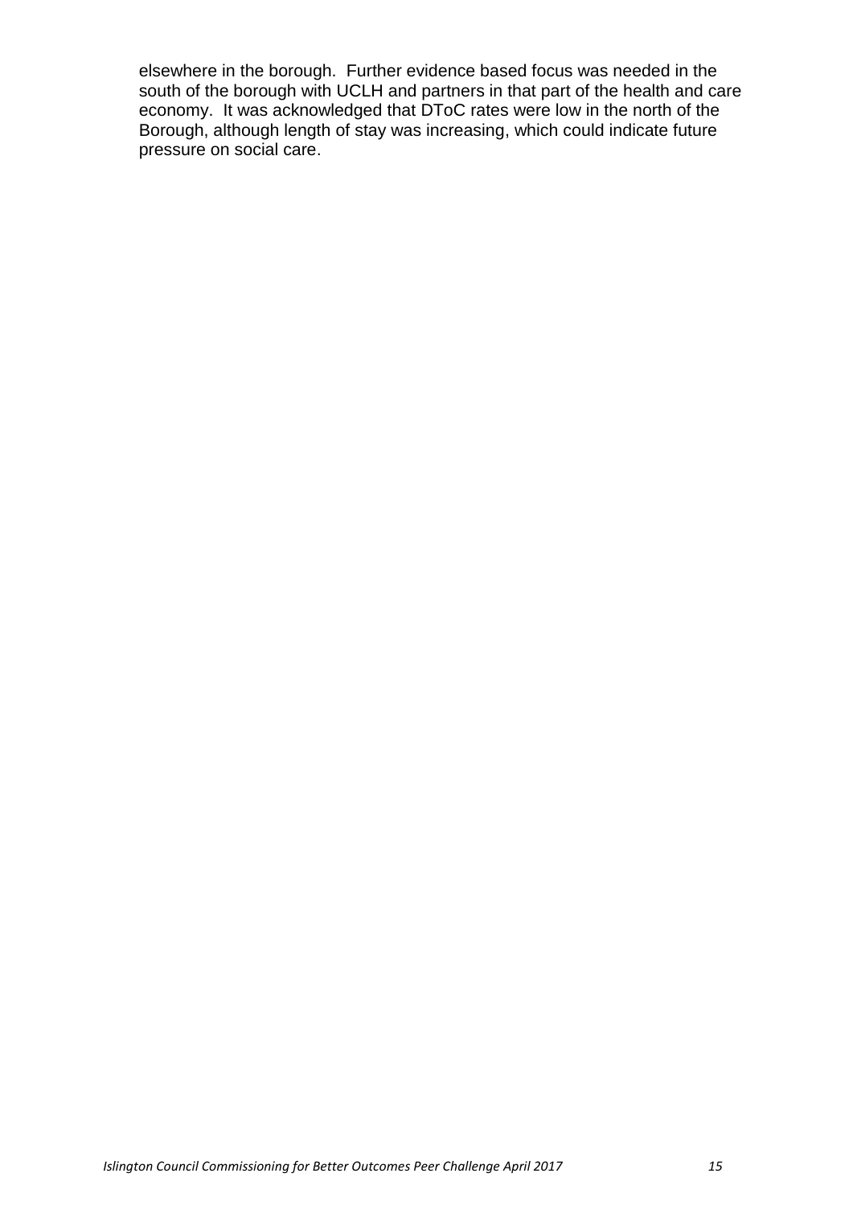elsewhere in the borough. Further evidence based focus was needed in the south of the borough with UCLH and partners in that part of the health and care economy. It was acknowledged that DToC rates were low in the north of the Borough, although length of stay was increasing, which could indicate future pressure on social care.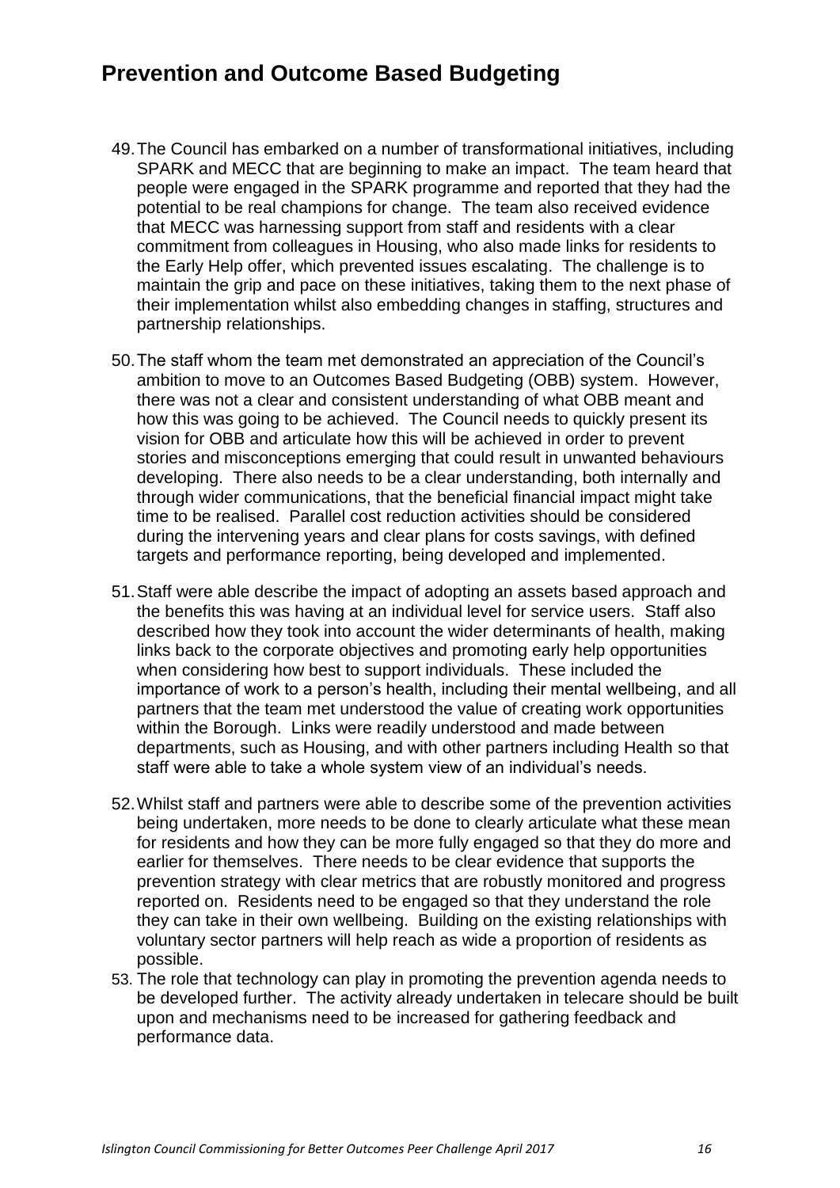## Prevention and Outcome Based Budgeting

49. The Council has embarked on a number of transformational initiatives, including SPARK and MECC that are beginning to make an impact. The team heard that people were engaged in the SPARK programme and reported that they had the potential to be real champions for change. The team also received evidence that MECC was harnessing support from staff and residents with a clear commitment from colleagues in Housing, who also made links for residents to the Early Help offer, which prevented issues escalating. The challenge is to maintain the grip and pace on these initiatives, taking them to the next phase of their implementation whilst also embedding changes in staffing, structures and partnership relationships.

50. The staff whom the team met demonstrated an appreciation of the Council's ambition to move to an Outcomes Based Budgeting (OBB) system. However, there was not a clear and consistent understanding of what OBB meant and how this was going to be achieved. The Council needs to quickly present its vision for OBB and articulate how this will be achieved in order to prevent stories and misconceptions emerging that could result in unwanted behaviours developing. There also needs to be a clear understanding, both internally and through wider communications, that the beneficial financial impact might take time to be realised. Parallel cost reduction activities should be considered during the intervening years and clear plans for costs savings, with defined targets and performance reporting, being developed and implemented.

51. Staff were able describe the impact of adopting an assets based approach and the benefits this was having at an individual level for service users. Staff also described how they took into account the wider determinants of health, making links back to the corporate objectives and promoting early help opportunities when considering how best to support individuals. These included the importance of work to a person's health, including their mental wellbeing, and all partners that the team met understood the value of creating work opportunities within the Borough. Links were readily understood and made between departments, such as Housing, and with other partners including Health so that staff were able to take a whole system view of an individual's needs.

52. Whilst staff and partners were able to describe some of the prevention activities being undertaken, more needs to be done to clearly articulate what these mean for residents and how they can be more fully engaged so that they do more and earlier for themselves. There needs to be clear evidence that supports the prevention strategy with clear metrics that are robustly monitored and progress reported on. Residents need to be engaged so that they understand the role they can take in their own wellbeing. Building on the existing relationships with voluntary sector partners will help reach as wide a proportion of residents as possible.

53. The role that technology can play in promoting the prevention agenda needs to be developed further. The activity already undertaken in telecare should be built upon and mechanisms need to be increased for gathering feedback and performance data.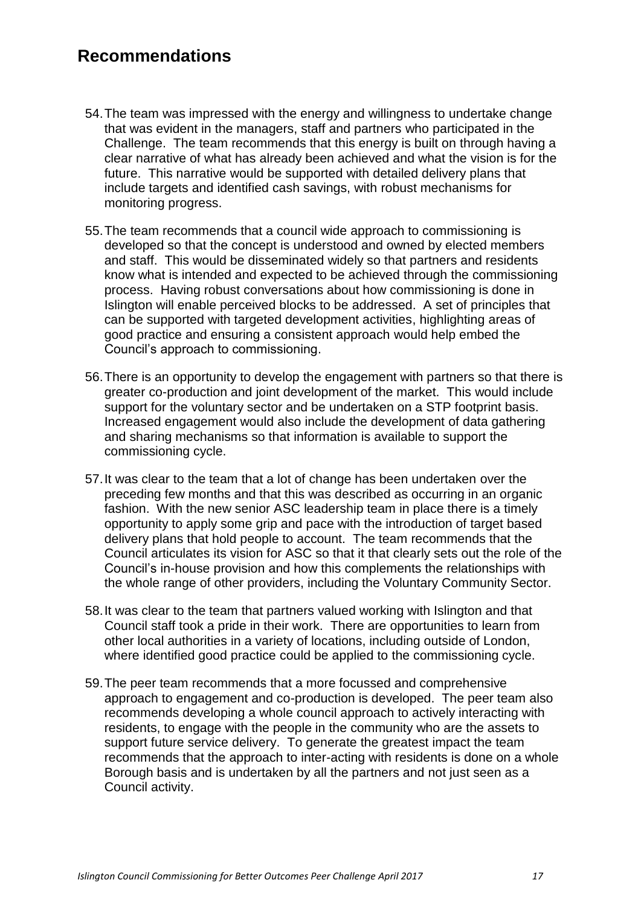## Recommendations

54. The team was impressed with the energy and willingness to undertake change that was evident in the managers, staff and partners who participated in the Challenge. The team recommends that this energy is built on through having a clear narrative of what has already been achieved and what the vision is for the future. This narrative would be supported with detailed delivery plans that include targets and identified cash savings, with robust mechanisms for monitoring progress.

55. The team recommends that a council wide approach to commissioning is developed so that the concept is understood and owned by elected members and staff. This would be disseminated widely so that partners and residents know what is intended and expected to be achieved through the commissioning process. Having robust conversations about how commissioning is done in Islington will enable perceived blocks to be addressed. A set of principles that can be supported with targeted development activities, highlighting areas of good practice and ensuring a consistent approach would help embed the Council's approach to commissioning.

56. There is an opportunity to develop the engagement with partners so that there is greater co-production and joint development of the market. This would include support for the voluntary sector and be undertaken on a STP footprint basis. Increased engagement would also include the development of data gathering and sharing mechanisms so that information is available to support the commissioning cycle.

57. It was clear to the team that a lot of change has been undertaken over the preceding few months and that this was described as occurring in an organic fashion. With the new senior ASC leadership team in place there is a timely opportunity to apply some grip and pace with the introduction of target based delivery plans that hold people to account. The team recommends that the Council articulates its vision for ASC so that it that clearly sets out the role of the Council's in-house provision and how this complements the relationships with the whole range of other providers, including the Voluntary Community Sector.

58. It was clear to the team that partners valued working with Islington and that Council staff took a pride in their work. There are opportunities to learn from other local authorities in a variety of locations, including outside of London, where identified good practice could be applied to the commissioning cycle.

59. The peer team recommends that a more focussed and comprehensive approach to engagement and co-production is developed. The peer team also recommends developing a whole council approach to actively interacting with residents, to engage with the people in the community who are the assets to support future service delivery. To generate the greatest impact the team recommends that the approach to inter-acting with residents is done on a whole Borough basis and is undertaken by all the partners and not just seen as a Council activity.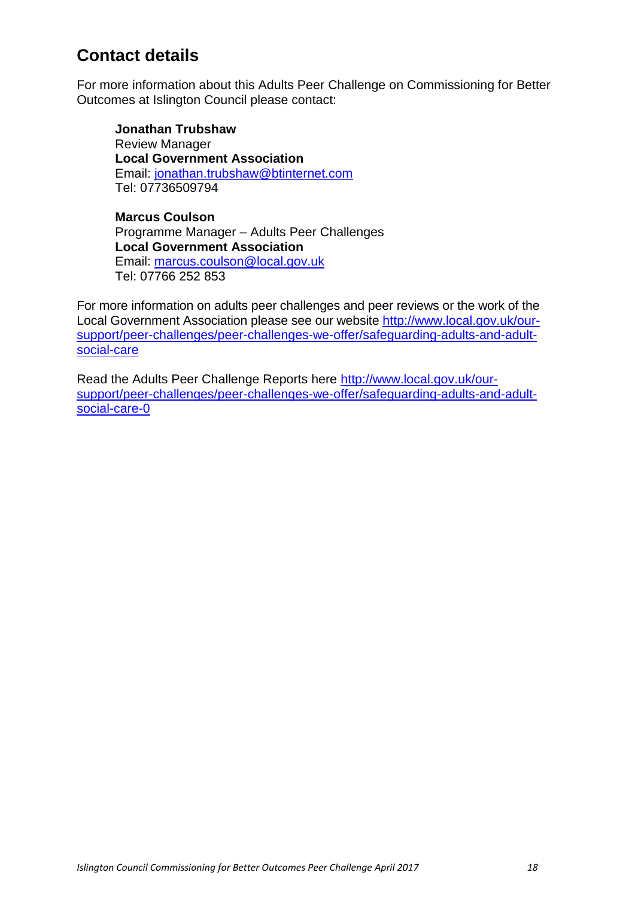## Contact details

For more information about this Adults Peer Challenge on Commissioning for Better Outcomes at Islington Council please contact:

**Jonathan Trubshaw**
Review Manager
**Local Government Association**
Email: jonathan.trubshaw@btinternet.com
Tel: 07736509794

**Marcus Coulson**
Programme Manager – Adults Peer Challenges
**Local Government Association**
Email: marcus.coulson@local.gov.uk
Tel: 07766 252 853

For more information on adults peer challenges and peer reviews or the work of the Local Government Association please see our website http://www.local.gov.uk/our-support/peer-challenges/peer-challenges-we-offer/safeguarding-adults-and-adult-social-care

Read the Adults Peer Challenge Reports here http://www.local.gov.uk/our-support/peer-challenges/peer-challenges-we-offer/safeguarding-adults-and-adult-social-care-0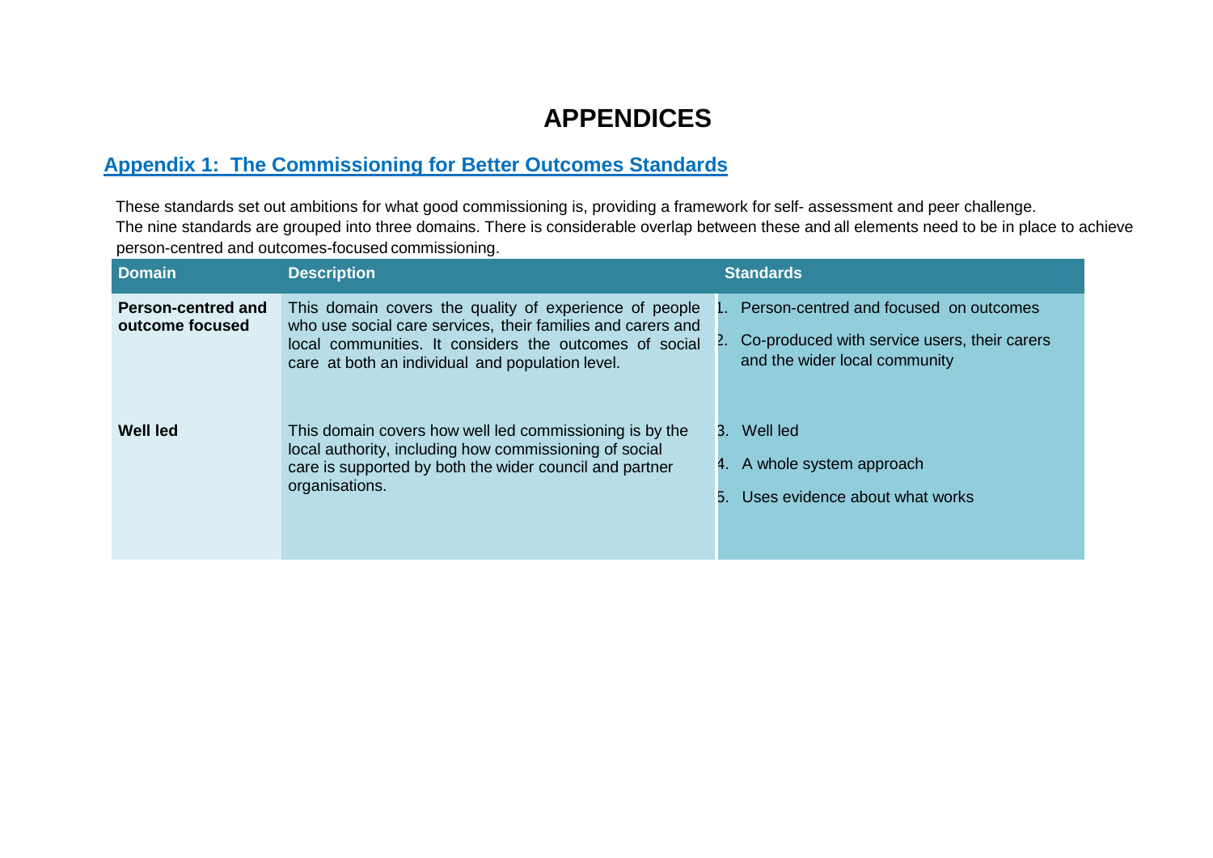# APPENDICES

## Appendix 1: The Commissioning for Better Outcomes Standards

These standards set out ambitions for what good commissioning is, providing a framework for self- assessment and peer challenge.
The nine standards are grouped into three domains. There is considerable overlap between these and all elements need to be in place to achieve person-centred and outcomes-focused commissioning.

| Domain | Description | Standards |
|---|---|---|
| **Person-centred and outcome focused** | This domain covers the quality of experience of people who use social care services, their families and carers and local communities. It considers the outcomes of social care at both an individual and population level. | 1. Person-centred and focused on outcomes<br>2. Co-produced with service users, their carers and the wider local community |
| **Well led** | This domain covers how well led commissioning is by the local authority, including how commissioning of social care is supported by both the wider council and partner organisations. | 3. Well led<br>4. A whole system approach<br>5. Uses evidence about what works |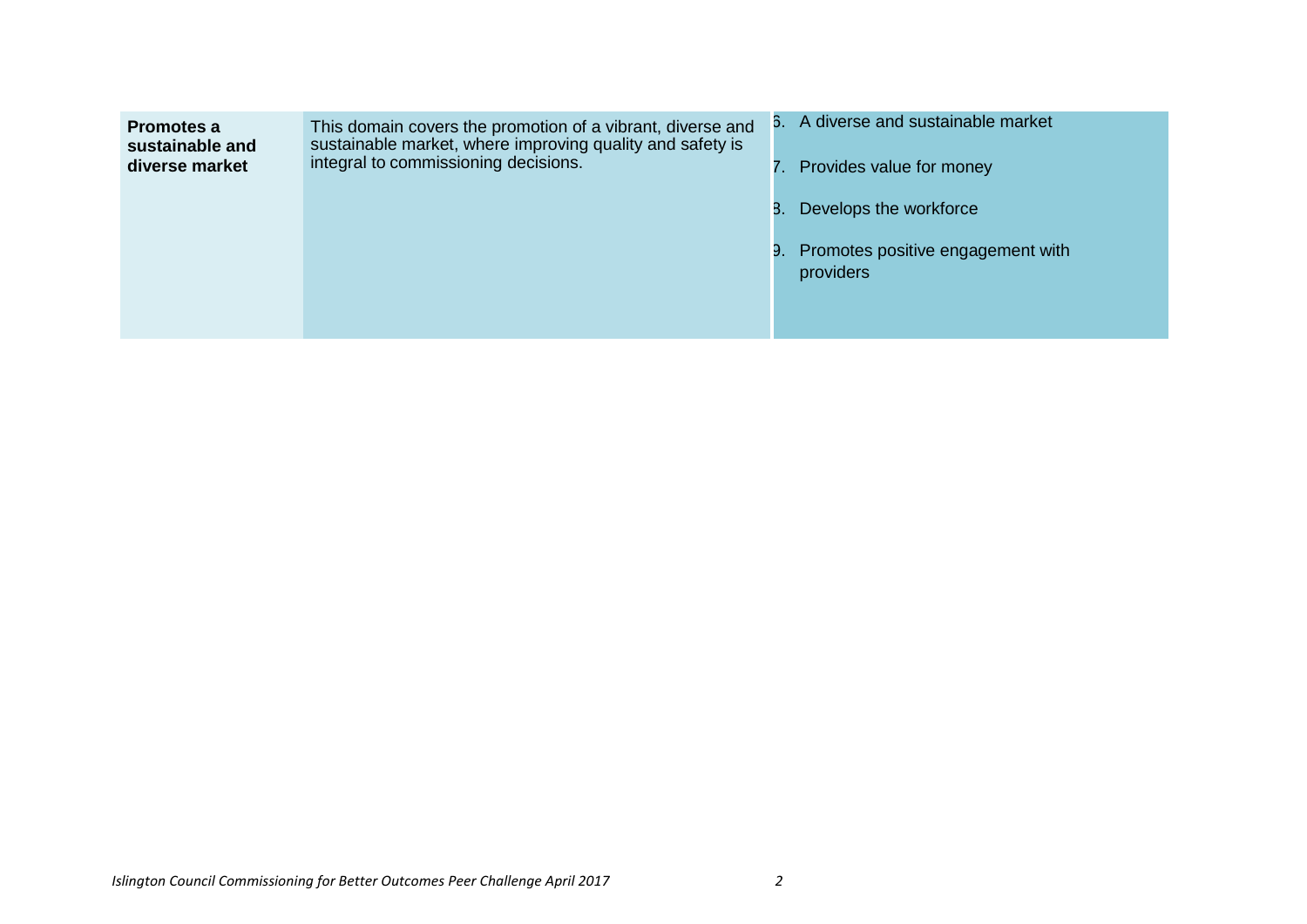| | | |
|---|---|---|
| **Promotes a sustainable and diverse market** | This domain covers the promotion of a vibrant, diverse and sustainable market, where improving quality and safety is integral to commissioning decisions. | 6. A diverse and sustainable market<br><br>7. Provides value for money<br><br>8. Develops the workforce<br><br>9. Promotes positive engagement with providers |